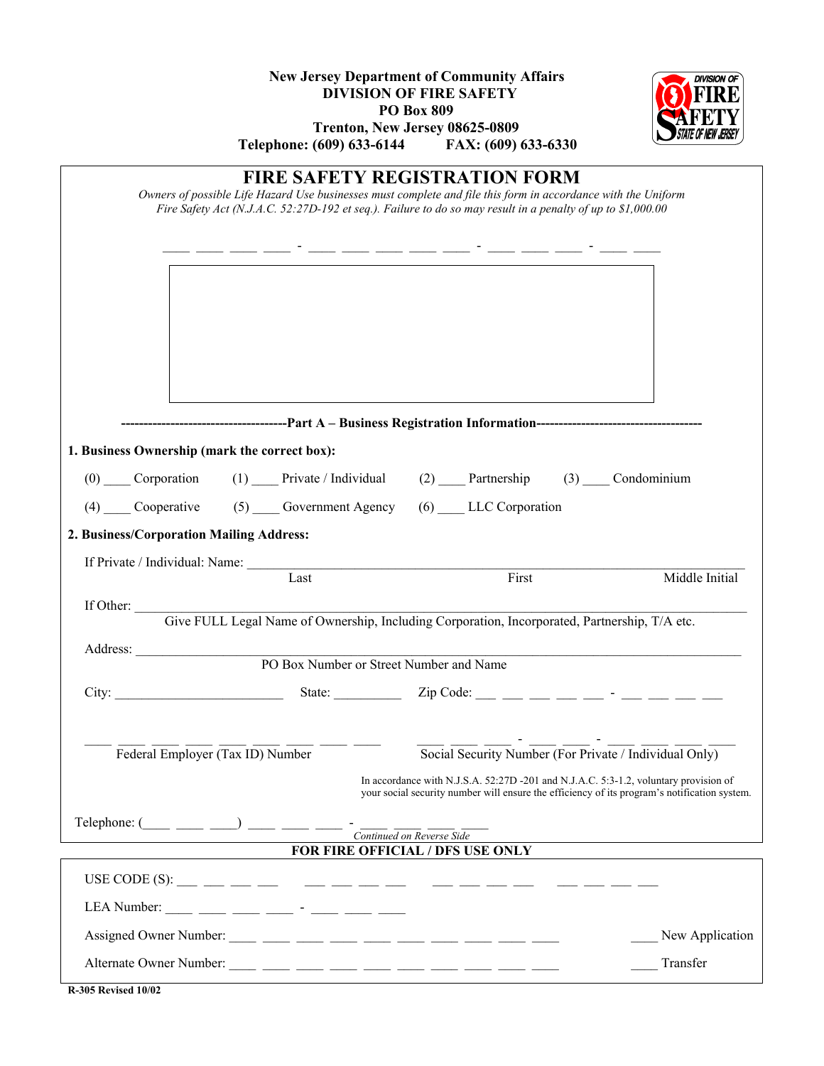New Jersey Department of Community Affairs
**DIVISION OF FIRE SAFETY**
**PO Box 809**
**Trenton, New Jersey 08625-0809**
**Telephone: (609) 633-6144 FAX: (609) 633-6330**

# FIRE SAFETY REGISTRATION FORM

*Owners of possible Life Hazard Use businesses must complete and file this form in accordance with the Uniform Fire Safety Act (N.J.A.C. 52:27D-192 et seq.). Failure to do so may result in a penalty of up to $1,000.00*

____ ____ ____ ____ - ____ ____ ____ ____ ____ - ____ ____ ____ - ____ ____

**-------------------------------------Part A – Business Registration Information-------------------------------------**

**1. Business Ownership (mark the correct box):**

(0) ____ Corporation (1) ____ Private / Individual (2) ____ Partnership (3) ____ Condominium

(4) ____ Cooperative (5) ____ Government Agency (6) ____ LLC Corporation

**2. Business/Corporation Mailing Address:**

If Private / Individual: Name: ______________________________________________
Last First Middle Initial

If Other: ______________________________________________
Give FULL Legal Name of Ownership, Including Corporation, Incorporated, Partnership, T/A etc.

Address: ______________________________________________
PO Box Number or Street Number and Name

City: ________________________ State: __________ Zip Code: ___ ___ ___ ___ ___ - ___ ___ ___ ___

____ ____ ____ ____ ____ ____ ____ ____ ____
Federal Employer (Tax ID) Number

____ ____ ____ - ____ ____ - ____ ____ ____ ____
Social Security Number (For Private / Individual Only)

In accordance with N.J.S.A. 52:27D -201 and N.J.A.C. 5:3-1.2, voluntary provision of your social security number will ensure the efficiency of its program's notification system.

Telephone: (____ ____ ____) ____ ____ ____ - ____ ____ ____ ____

*Continued on Reverse Side*

**FOR FIRE OFFICIAL / DFS USE ONLY**

USE CODE (S): ___ ___ ___ ___ ___ ___ ___ ___ ___ ___ ___ ___ ___ ___ ___ ___

LEA Number: ____ ____ ____ ____ - ____ ____ ____

Assigned Owner Number: ____ ____ ____ ____ ____ ____ ____ ____ ____ ____ ____ New Application

Alternate Owner Number: ____ ____ ____ ____ ____ ____ ____ ____ ____ ____ ____ Transfer

**R-305 Revised 10/02**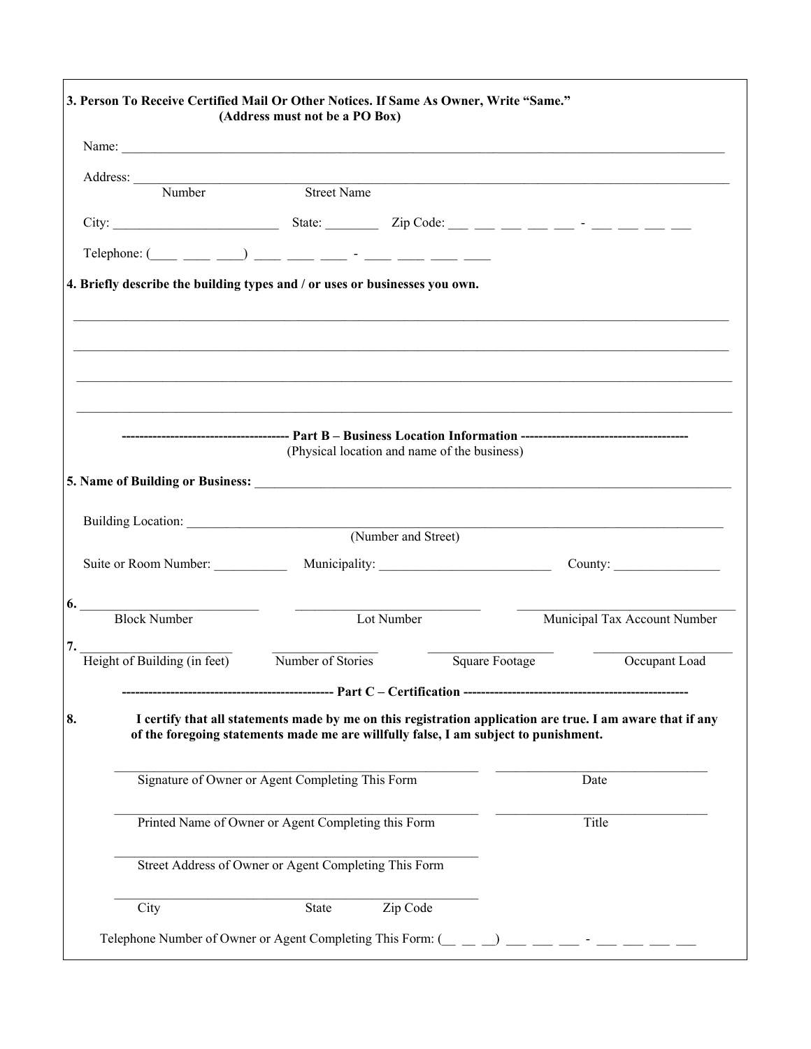**3. Person To Receive Certified Mail Or Other Notices. If Same As Owner, Write "Same."**
**(Address must not be a PO Box)**

Name: ___________________________________________________________________________

Address: _________________________________________________________________________
Number Street Name

City: ________________________ State: ________ Zip Code: ___ ___ ___ ___ ___ - ___ ___ ___ ___

Telephone: (____ ____ ____) ____ ____ ____ - ____ ____ ____ ____

**4. Briefly describe the building types and / or uses or businesses you own.**

_________________________________________________________________________________

_________________________________________________________________________________

_________________________________________________________________________________

_________________________________________________________________________________

**-------------------------------------- Part B – Business Location Information --------------------------------------**

(Physical location and name of the business)

**5. Name of Building or Business:** ______________________________________________________

Building Location: ____________________________________________________________
(Number and Street)

Suite or Room Number: ___________ Municipality: __________________________ County: ________________

**6.** ___________________________ ___________________________ ________________________________
Block Number Lot Number Municipal Tax Account Number

**7.** ________________________ ________________ __________________ ____________________
Height of Building (in feet) Number of Stories Square Footage Occupant Load

**------------------------------------------------ Part C – Certification ---------------------------------------------------**

**8.** **I certify that all statements made by me on this registration application are true. I am aware that if any of the foregoing statements made me are willfully false, I am subject to punishment.**

______________________________________________________ ________________________________
Signature of Owner or Agent Completing This Form Date

______________________________________________________ ________________________________
Printed Name of Owner or Agent Completing this Form Title

______________________________________________________
Street Address of Owner or Agent Completing This Form

______________________________________________________
City State Zip Code

Telephone Number of Owner or Agent Completing This Form: (__ __ __) ___ ___ ___ - ___ ___ ___ ___